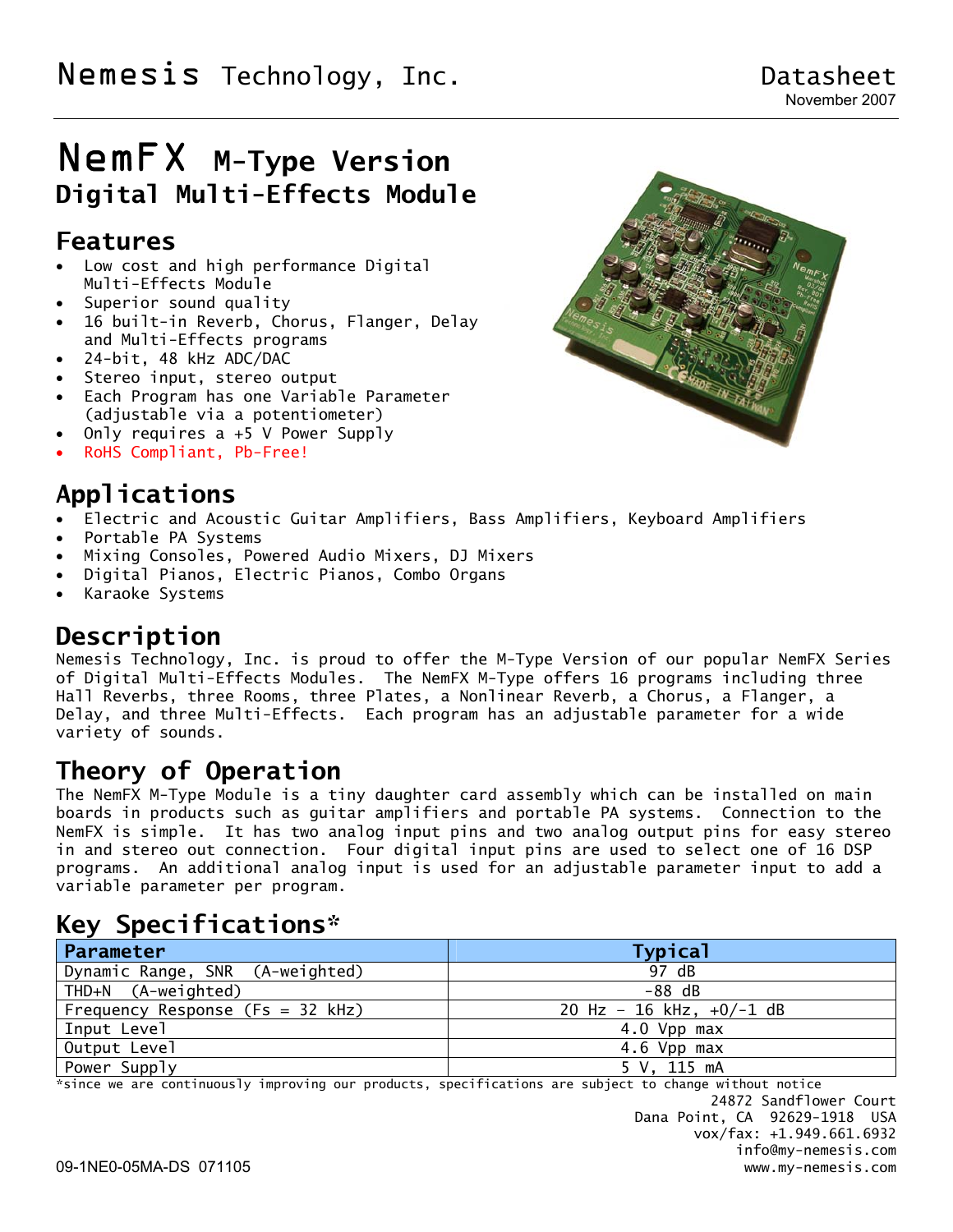Nemesis Technology, Inc.

Datasheet
November 2007

# NemFX M-Type Version
## Digital Multi-Effects Module

## Features

- Low cost and high performance Digital Multi-Effects Module
- Superior sound quality
- 16 built-in Reverb, Chorus, Flanger, Delay and Multi-Effects programs
- 24-bit, 48 kHz ADC/DAC
- Stereo input, stereo output
- Each Program has one Variable Parameter (adjustable via a potentiometer)
- Only requires a +5 V Power Supply
- RoHS Compliant, Pb-Free!

## Applications

- Electric and Acoustic Guitar Amplifiers, Bass Amplifiers, Keyboard Amplifiers
- Portable PA Systems
- Mixing Consoles, Powered Audio Mixers, DJ Mixers
- Digital Pianos, Electric Pianos, Combo Organs
- Karaoke Systems

## Description

Nemesis Technology, Inc. is proud to offer the M-Type Version of our popular NemFX Series of Digital Multi-Effects Modules. The NemFX M-Type offers 16 programs including three Hall Reverbs, three Rooms, three Plates, a Nonlinear Reverb, a Chorus, a Flanger, a Delay, and three Multi-Effects. Each program has an adjustable parameter for a wide variety of sounds.

## Theory of Operation

The NemFX M-Type Module is a tiny daughter card assembly which can be installed on main boards in products such as guitar amplifiers and portable PA systems. Connection to the NemFX is simple. It has two analog input pins and two analog output pins for easy stereo in and stereo out connection. Four digital input pins are used to select one of 16 DSP programs. An additional analog input is used for an adjustable parameter input to add a variable parameter per program.

## Key Specifications*

| Parameter | Typical |
|---|---|
| Dynamic Range, SNR (A-weighted) | 97 dB |
| THD+N (A-weighted) | -88 dB |
| Frequency Response (Fs = 32 kHz) | 20 Hz – 16 kHz, +0/-1 dB |
| Input Level | 4.0 Vpp max |
| Output Level | 4.6 Vpp max |
| Power Supply | 5 V, 115 mA |

*since we are continuously improving our products, specifications are subject to change without notice

24872 Sandflower Court
Dana Point, CA 92629-1918 USA
vox/fax: +1.949.661.6932
info@my-nemesis.com
www.my-nemesis.com

09-1NE0-05MA-DS 071105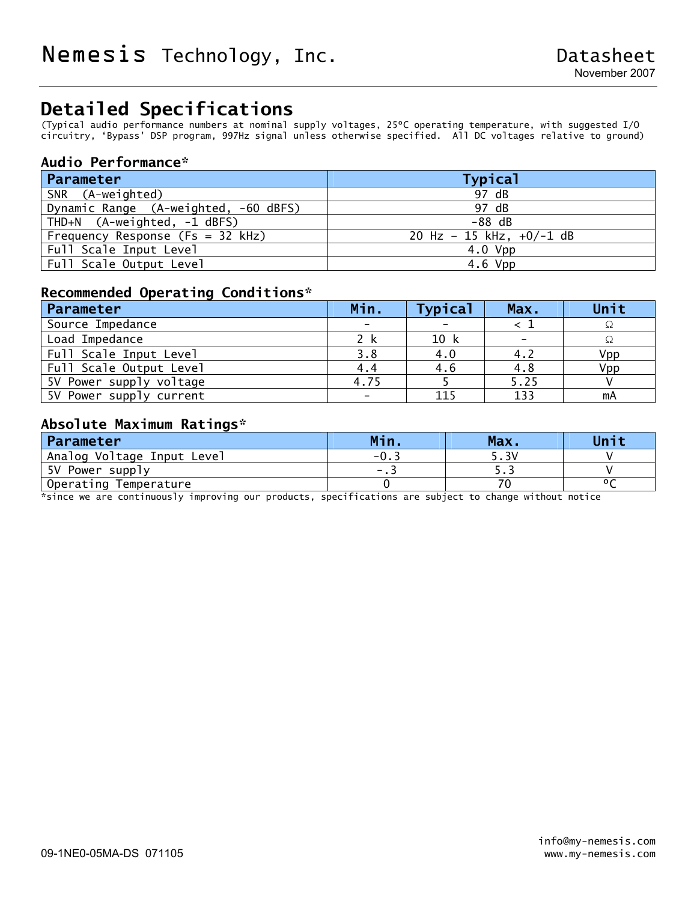# Detailed Specifications

(Typical audio performance numbers at nominal supply voltages, 25ºC operating temperature, with suggested I/O circuitry, 'Bypass' DSP program, 997Hz signal unless otherwise specified. All DC voltages relative to ground)

### Audio Performance*

| Parameter | Typical |
|---|---|
| SNR (A-weighted) | 97 dB |
| Dynamic Range (A-weighted, -60 dBFS) | 97 dB |
| THD+N (A-weighted, -1 dBFS) | -88 dB |
| Frequency Response (Fs = 32 kHz) | 20 Hz – 15 kHz, +0/-1 dB |
| Full Scale Input Level | 4.0 Vpp |
| Full Scale Output Level | 4.6 Vpp |

### Recommended Operating Conditions*

| Parameter | Min. | Typical | Max. | Unit |
|---|---|---|---|---|
| Source Impedance | - | - | < 1 | Ω |
| Load Impedance | 2 k | 10 k | - | Ω |
| Full Scale Input Level | 3.8 | 4.0 | 4.2 | Vpp |
| Full Scale Output Level | 4.4 | 4.6 | 4.8 | Vpp |
| 5V Power supply voltage | 4.75 | 5 | 5.25 | V |
| 5V Power supply current | - | 115 | 133 | mA |

### Absolute Maximum Ratings*

| Parameter | Min. | Max. | Unit |
|---|---|---|---|
| Analog Voltage Input Level | -0.3 | 5.3V | V |
| 5V Power supply | -.3 | 5.3 | V |
| Operating Temperature | 0 | 70 | ºC |

*since we are continuously improving our products, specifications are subject to change without notice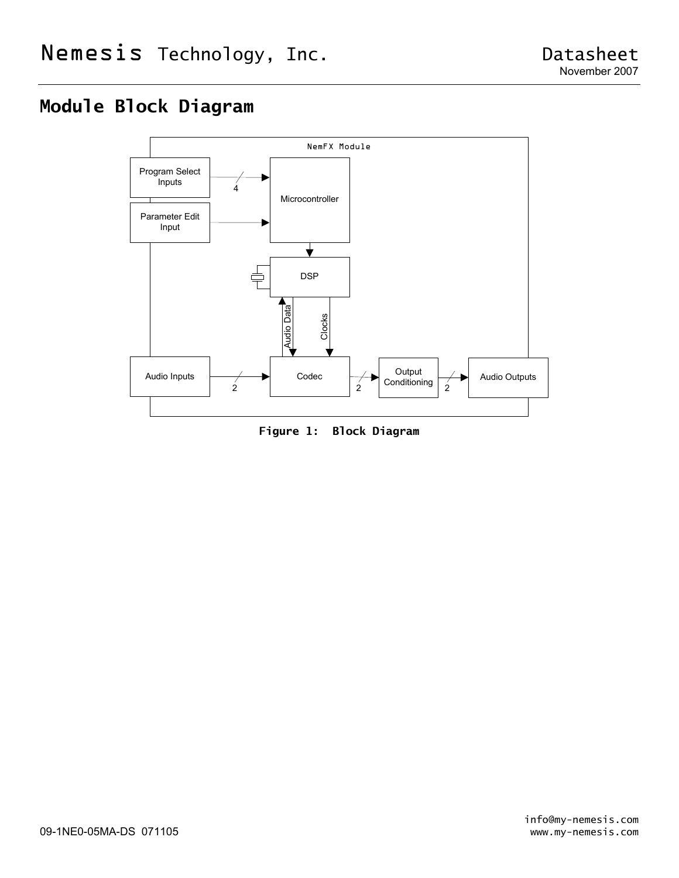## Module Block Diagram

NemFX Module

Program Select Inputs

4

Microcontroller

Parameter Edit Input

DSP

Audio Data

Clocks

Audio Inputs

2

Codec

2

Output Conditioning

2

Audio Outputs

**Figure 1: Block Diagram**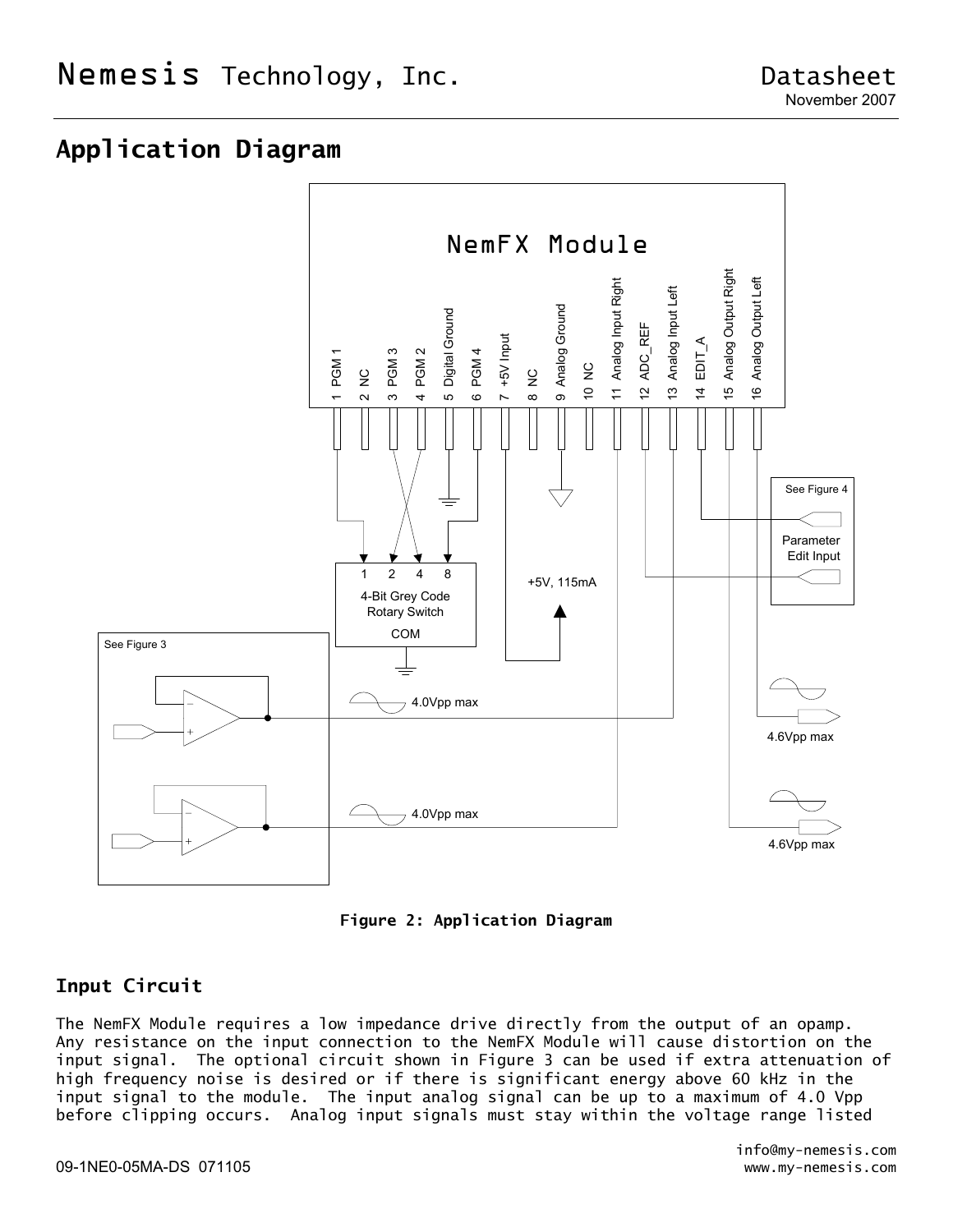## Application Diagram

NemFX Module

1 PGM 1
2 NC
3 PGM 3
4 PGM 2
5 Digital Ground
6 PGM 4
7 +5V Input
8 NC
9 Analog Ground
10 NC
11 Analog Input Right
12 ADC_REF
13 Analog Input Left
14 EDIT_A
15 Analog Output Right
16 Analog Output Left

1 2 4 8
4-Bit Grey Code Rotary Switch
COM

+5V, 115mA

See Figure 4
Parameter Edit Input

See Figure 3

4.0Vpp max

4.0Vpp max

4.6Vpp max

4.6Vpp max

**Figure 2: Application Diagram**

### Input Circuit

The NemFX Module requires a low impedance drive directly from the output of an opamp. Any resistance on the input connection to the NemFX Module will cause distortion on the input signal. The optional circuit shown in Figure 3 can be used if extra attenuation of high frequency noise is desired or if there is significant energy above 60 kHz in the input signal to the module. The input analog signal can be up to a maximum of 4.0 Vpp before clipping occurs. Analog input signals must stay within the voltage range listed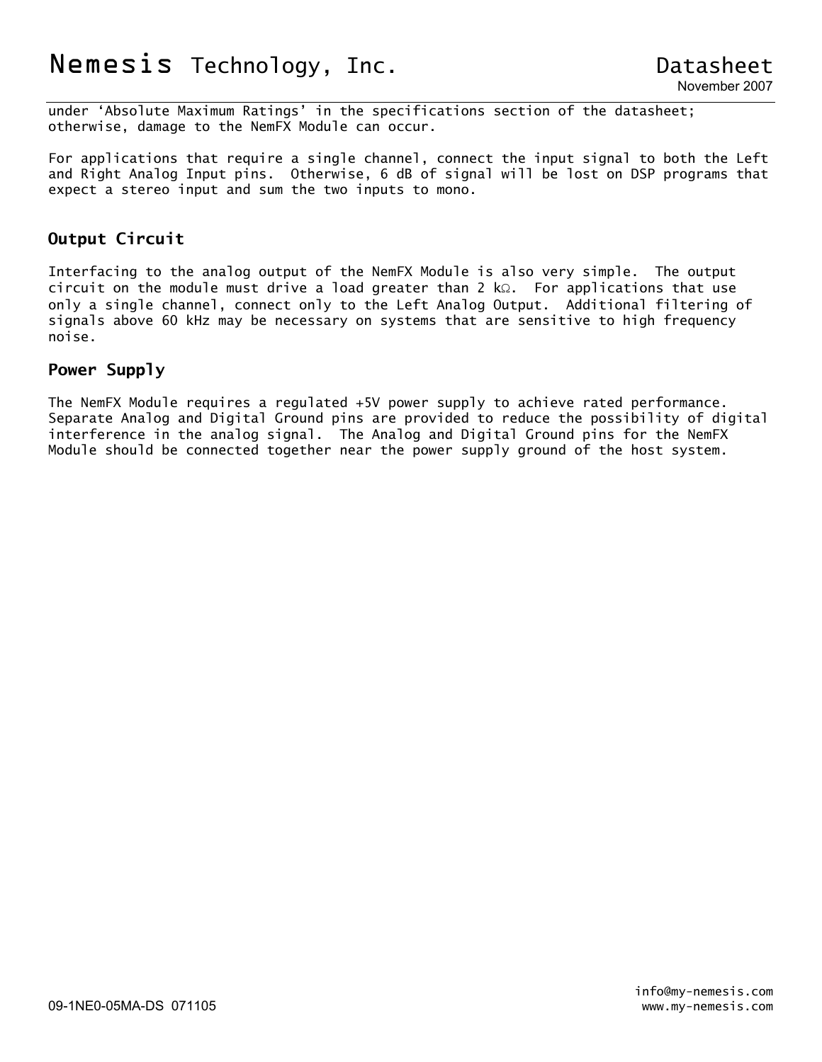under 'Absolute Maximum Ratings' in the specifications section of the datasheet; otherwise, damage to the NemFX Module can occur.

For applications that require a single channel, connect the input signal to both the Left and Right Analog Input pins. Otherwise, 6 dB of signal will be lost on DSP programs that expect a stereo input and sum the two inputs to mono.

## Output Circuit

Interfacing to the analog output of the NemFX Module is also very simple. The output circuit on the module must drive a load greater than 2 kΩ. For applications that use only a single channel, connect only to the Left Analog Output. Additional filtering of signals above 60 kHz may be necessary on systems that are sensitive to high frequency noise.

## Power Supply

The NemFX Module requires a regulated +5V power supply to achieve rated performance. Separate Analog and Digital Ground pins are provided to reduce the possibility of digital interference in the analog signal. The Analog and Digital Ground pins for the NemFX Module should be connected together near the power supply ground of the host system.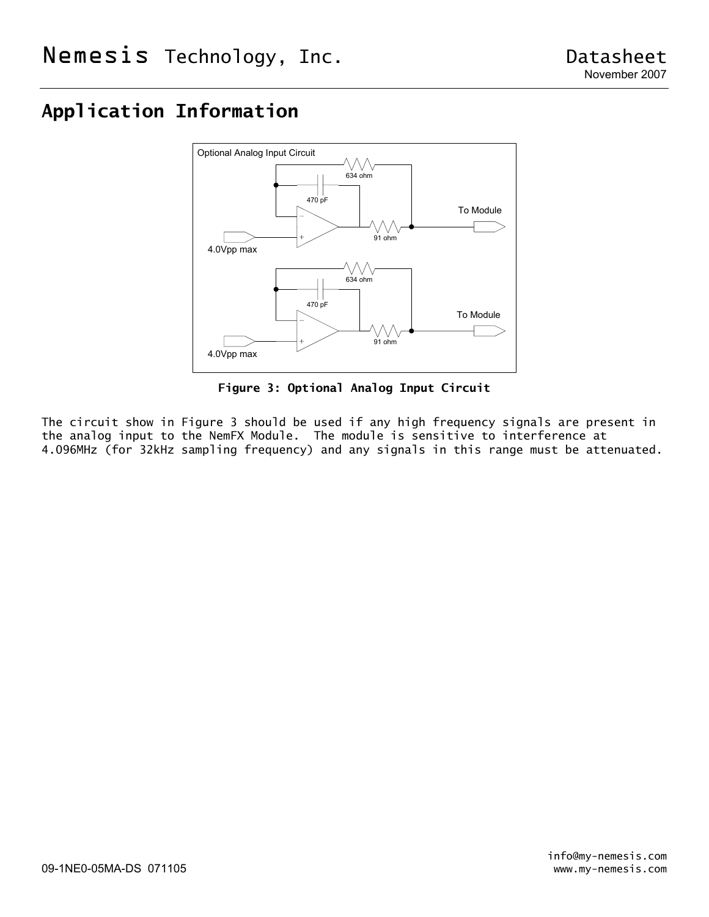## Application Information

Optional Analog Input Circuit

634 ohm

470 pF

91 ohm

To Module

4.0Vpp max

634 ohm

470 pF

91 ohm

To Module

4.0Vpp max

**Figure 3: Optional Analog Input Circuit**

The circuit show in Figure 3 should be used if any high frequency signals are present in the analog input to the NemFX Module. The module is sensitive to interference at 4.096MHz (for 32kHz sampling frequency) and any signals in this range must be attenuated.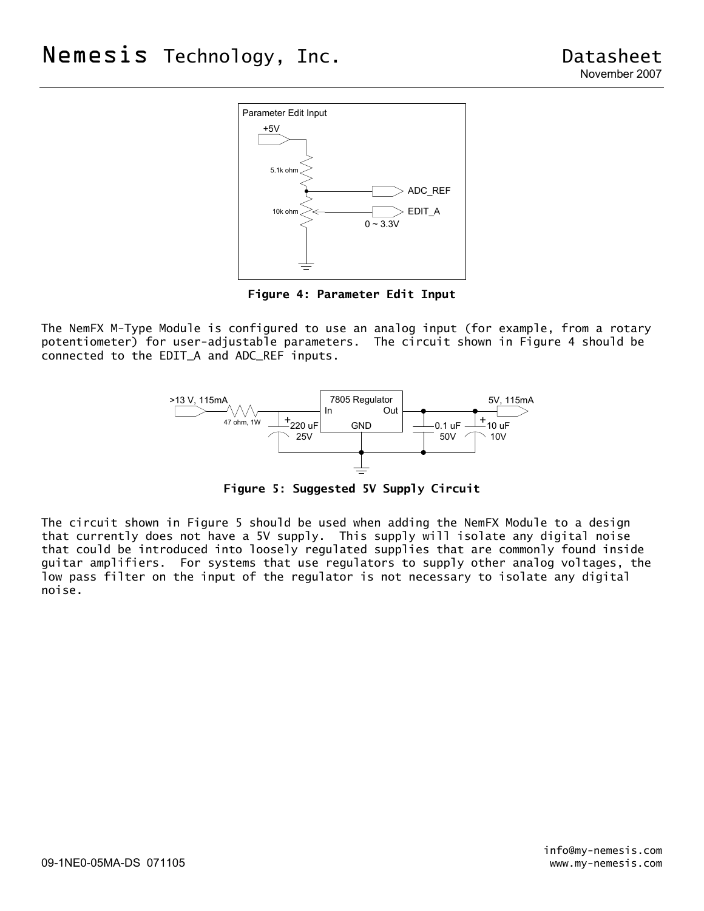**Figure 4: Parameter Edit Input**

The NemFX M-Type Module is configured to use an analog input (for example, from a rotary potentiometer) for user-adjustable parameters. The circuit shown in Figure 4 should be connected to the EDIT_A and ADC_REF inputs.

**Figure 5: Suggested 5V Supply Circuit**

The circuit shown in Figure 5 should be used when adding the NemFX Module to a design that currently does not have a 5V supply. This supply will isolate any digital noise that could be introduced into loosely regulated supplies that are commonly found inside guitar amplifiers. For systems that use regulators to supply other analog voltages, the low pass filter on the input of the regulator is not necessary to isolate any digital noise.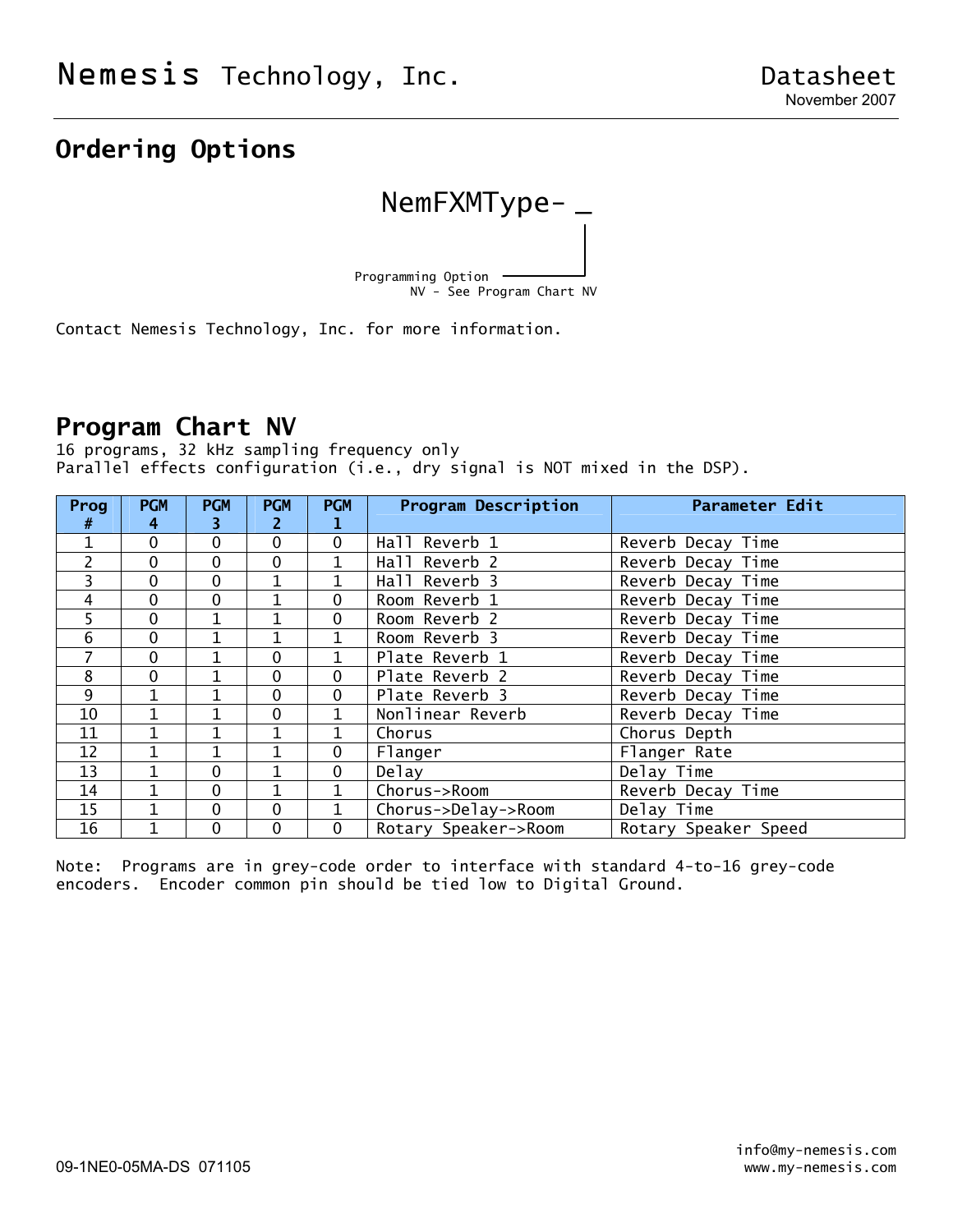# Ordering Options

NemFXMType- _

Programming Option
NV - See Program Chart NV

Contact Nemesis Technology, Inc. for more information.

## Program Chart NV

16 programs, 32 kHz sampling frequency only
Parallel effects configuration (i.e., dry signal is NOT mixed in the DSP).

| Prog # | PGM 4 | PGM 3 | PGM 2 | PGM 1 | Program Description | Parameter Edit |
|---|---|---|---|---|---|---|
| 1 | 0 | 0 | 0 | 0 | Hall Reverb 1 | Reverb Decay Time |
| 2 | 0 | 0 | 0 | 1 | Hall Reverb 2 | Reverb Decay Time |
| 3 | 0 | 0 | 1 | 1 | Hall Reverb 3 | Reverb Decay Time |
| 4 | 0 | 0 | 1 | 0 | Room Reverb 1 | Reverb Decay Time |
| 5 | 0 | 1 | 1 | 0 | Room Reverb 2 | Reverb Decay Time |
| 6 | 0 | 1 | 1 | 1 | Room Reverb 3 | Reverb Decay Time |
| 7 | 0 | 1 | 0 | 1 | Plate Reverb 1 | Reverb Decay Time |
| 8 | 0 | 1 | 0 | 0 | Plate Reverb 2 | Reverb Decay Time |
| 9 | 1 | 1 | 0 | 0 | Plate Reverb 3 | Reverb Decay Time |
| 10 | 1 | 1 | 0 | 1 | Nonlinear Reverb | Reverb Decay Time |
| 11 | 1 | 1 | 1 | 1 | Chorus | Chorus Depth |
| 12 | 1 | 1 | 1 | 0 | Flanger | Flanger Rate |
| 13 | 1 | 0 | 1 | 0 | Delay | Delay Time |
| 14 | 1 | 0 | 1 | 1 | Chorus->Room | Reverb Decay Time |
| 15 | 1 | 0 | 0 | 1 | Chorus->Delay->Room | Delay Time |
| 16 | 1 | 0 | 0 | 0 | Rotary Speaker->Room | Rotary Speaker Speed |

Note: Programs are in grey-code order to interface with standard 4-to-16 grey-code encoders. Encoder common pin should be tied low to Digital Ground.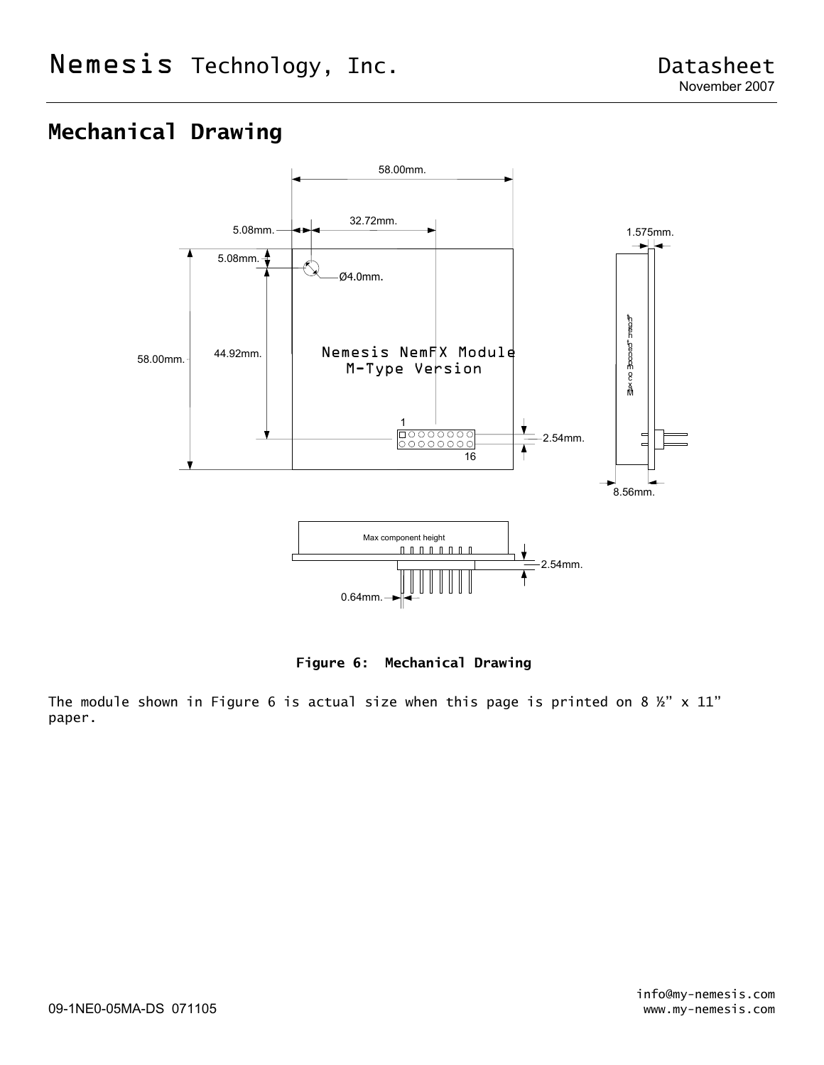## Mechanical Drawing

58.00mm.

5.08mm. 32.72mm.

1.575mm.

5.08mm.

Ø4.0mm.

58.00mm. 44.92mm.

Nemesis NemFX Module
M-Type Version

1

16

2.54mm.

8.56mm.

Max component height

2.54mm.

0.64mm.

**Figure 6: Mechanical Drawing**

The module shown in Figure 6 is actual size when this page is printed on 8 ½" x 11" paper.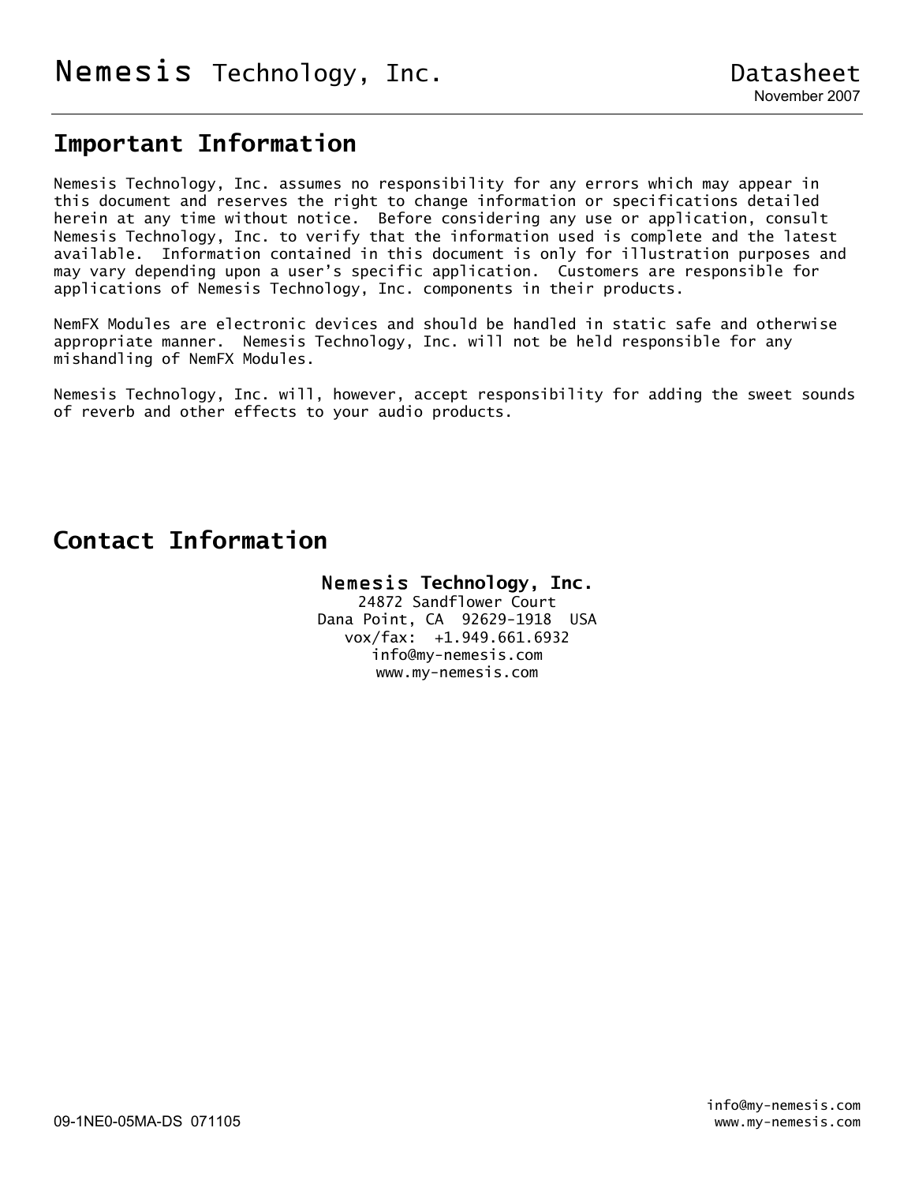## Important Information

Nemesis Technology, Inc. assumes no responsibility for any errors which may appear in this document and reserves the right to change information or specifications detailed herein at any time without notice. Before considering any use or application, consult Nemesis Technology, Inc. to verify that the information used is complete and the latest available. Information contained in this document is only for illustration purposes and may vary depending upon a user's specific application. Customers are responsible for applications of Nemesis Technology, Inc. components in their products.

NemFX Modules are electronic devices and should be handled in static safe and otherwise appropriate manner. Nemesis Technology, Inc. will not be held responsible for any mishandling of NemFX Modules.

Nemesis Technology, Inc. will, however, accept responsibility for adding the sweet sounds of reverb and other effects to your audio products.

## Contact Information

**Nemesis Technology, Inc.**
24872 Sandflower Court
Dana Point, CA 92629-1918 USA
vox/fax: +1.949.661.6932
info@my-nemesis.com
www.my-nemesis.com